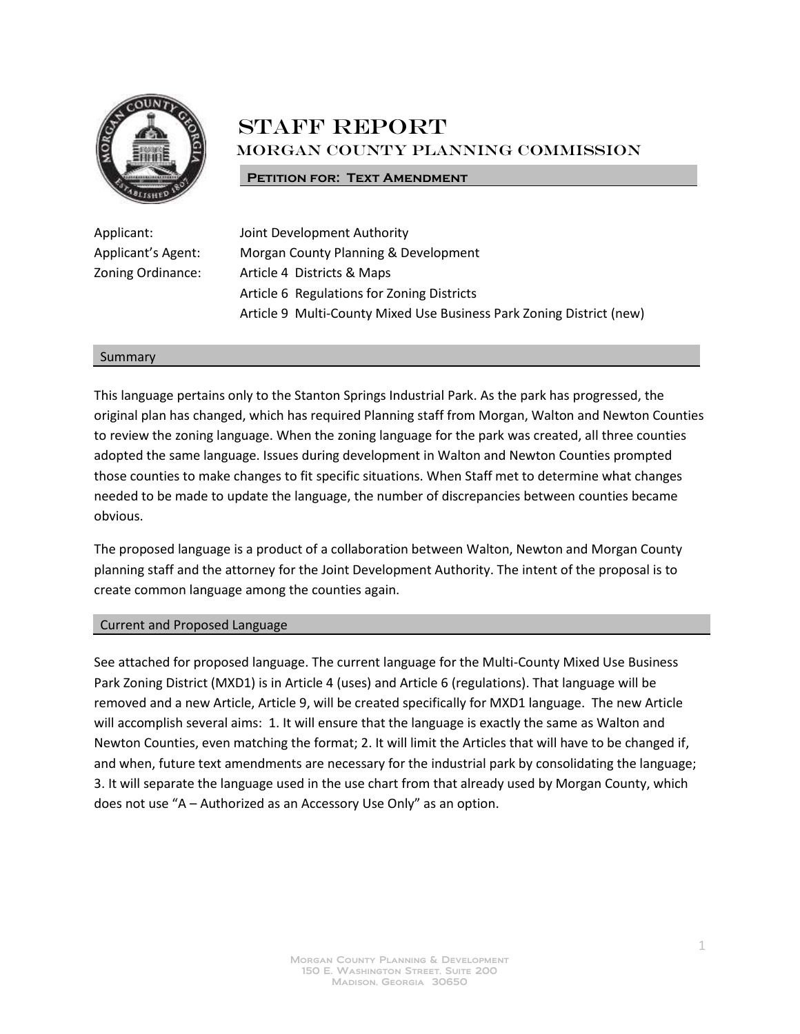# STAFF REPORT

## MORGAN COUNTY PLANNING COMMISSION

**PETITION FOR: TEXT AMENDMENT**

Applicant: Joint Development Authority
Applicant's Agent: Morgan County Planning & Development
Zoning Ordinance: Article 4 Districts & Maps
Article 6 Regulations for Zoning Districts
Article 9 Multi-County Mixed Use Business Park Zoning District (new)

### Summary

This language pertains only to the Stanton Springs Industrial Park. As the park has progressed, the original plan has changed, which has required Planning staff from Morgan, Walton and Newton Counties to review the zoning language. When the zoning language for the park was created, all three counties adopted the same language. Issues during development in Walton and Newton Counties prompted those counties to make changes to fit specific situations. When Staff met to determine what changes needed to be made to update the language, the number of discrepancies between counties became obvious.

The proposed language is a product of a collaboration between Walton, Newton and Morgan County planning staff and the attorney for the Joint Development Authority. The intent of the proposal is to create common language among the counties again.

### Current and Proposed Language

See attached for proposed language. The current language for the Multi-County Mixed Use Business Park Zoning District (MXD1) is in Article 4 (uses) and Article 6 (regulations). That language will be removed and a new Article, Article 9, will be created specifically for MXD1 language. The new Article will accomplish several aims: 1. It will ensure that the language is exactly the same as Walton and Newton Counties, even matching the format; 2. It will limit the Articles that will have to be changed if, and when, future text amendments are necessary for the industrial park by consolidating the language; 3. It will separate the language used in the use chart from that already used by Morgan County, which does not use "A – Authorized as an Accessory Use Only" as an option.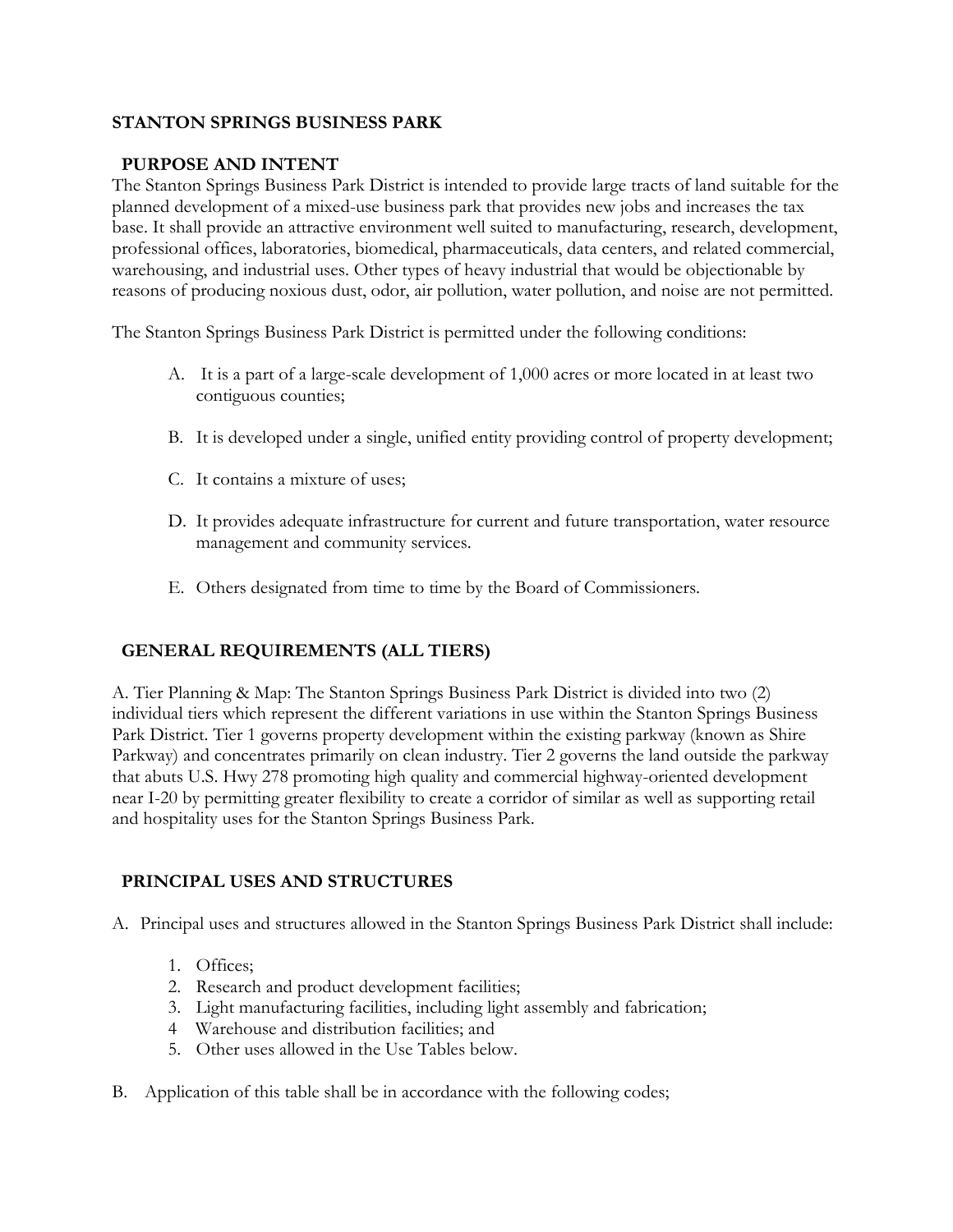# STANTON SPRINGS BUSINESS PARK

## PURPOSE AND INTENT

The Stanton Springs Business Park District is intended to provide large tracts of land suitable for the planned development of a mixed-use business park that provides new jobs and increases the tax base. It shall provide an attractive environment well suited to manufacturing, research, development, professional offices, laboratories, biomedical, pharmaceuticals, data centers, and related commercial, warehousing, and industrial uses. Other types of heavy industrial that would be objectionable by reasons of producing noxious dust, odor, air pollution, water pollution, and noise are not permitted.

The Stanton Springs Business Park District is permitted under the following conditions:

A. It is a part of a large-scale development of 1,000 acres or more located in at least two contiguous counties;

B. It is developed under a single, unified entity providing control of property development;

C. It contains a mixture of uses;

D. It provides adequate infrastructure for current and future transportation, water resource management and community services.

E. Others designated from time to time by the Board of Commissioners.

## GENERAL REQUIREMENTS (ALL TIERS)

A. Tier Planning & Map: The Stanton Springs Business Park District is divided into two (2) individual tiers which represent the different variations in use within the Stanton Springs Business Park District. Tier 1 governs property development within the existing parkway (known as Shire Parkway) and concentrates primarily on clean industry. Tier 2 governs the land outside the parkway that abuts U.S. Hwy 278 promoting high quality and commercial highway-oriented development near I-20 by permitting greater flexibility to create a corridor of similar as well as supporting retail and hospitality uses for the Stanton Springs Business Park.

## PRINCIPAL USES AND STRUCTURES

A. Principal uses and structures allowed in the Stanton Springs Business Park District shall include:

1. Offices;
2. Research and product development facilities;
3. Light manufacturing facilities, including light assembly and fabrication;
4. Warehouse and distribution facilities; and
5. Other uses allowed in the Use Tables below.

B. Application of this table shall be in accordance with the following codes;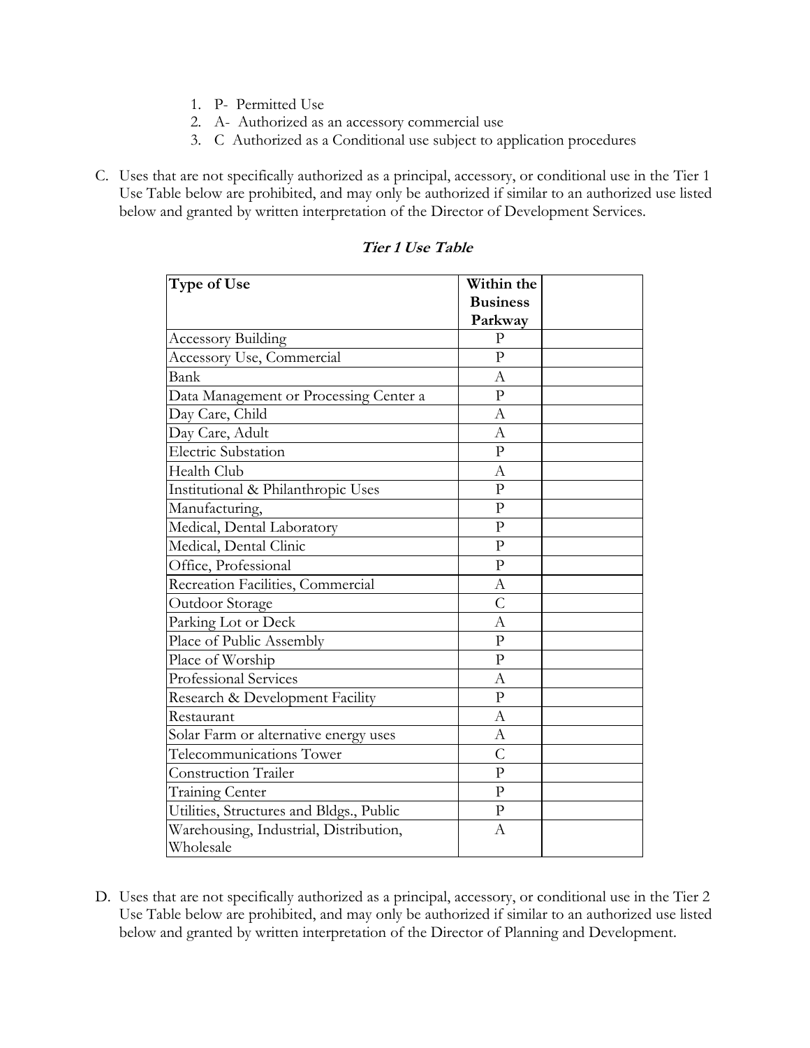1. P- Permitted Use
2. A- Authorized as an accessory commercial use
3. C Authorized as a Conditional use subject to application procedures

C. Uses that are not specifically authorized as a principal, accessory, or conditional use in the Tier 1 Use Table below are prohibited, and may only be authorized if similar to an authorized use listed below and granted by written interpretation of the Director of Development Services.

***Tier 1 Use Table***

| Type of Use | Within the Business Parkway | |
|---|---|---|
| Accessory Building | P | |
| Accessory Use, Commercial | P | |
| Bank | A | |
| Data Management or Processing Center a | P | |
| Day Care, Child | A | |
| Day Care, Adult | A | |
| Electric Substation | P | |
| Health Club | A | |
| Institutional & Philanthropic Uses | P | |
| Manufacturing, | P | |
| Medical, Dental Laboratory | P | |
| Medical, Dental Clinic | P | |
| Office, Professional | P | |
| Recreation Facilities, Commercial | A | |
| Outdoor Storage | C | |
| Parking Lot or Deck | A | |
| Place of Public Assembly | P | |
| Place of Worship | P | |
| Professional Services | A | |
| Research & Development Facility | P | |
| Restaurant | A | |
| Solar Farm or alternative energy uses | A | |
| Telecommunications Tower | C | |
| Construction Trailer | P | |
| Training Center | P | |
| Utilities, Structures and Bldgs., Public | P | |
| Warehousing, Industrial, Distribution, Wholesale | A | |

D. Uses that are not specifically authorized as a principal, accessory, or conditional use in the Tier 2 Use Table below are prohibited, and may only be authorized if similar to an authorized use listed below and granted by written interpretation of the Director of Planning and Development.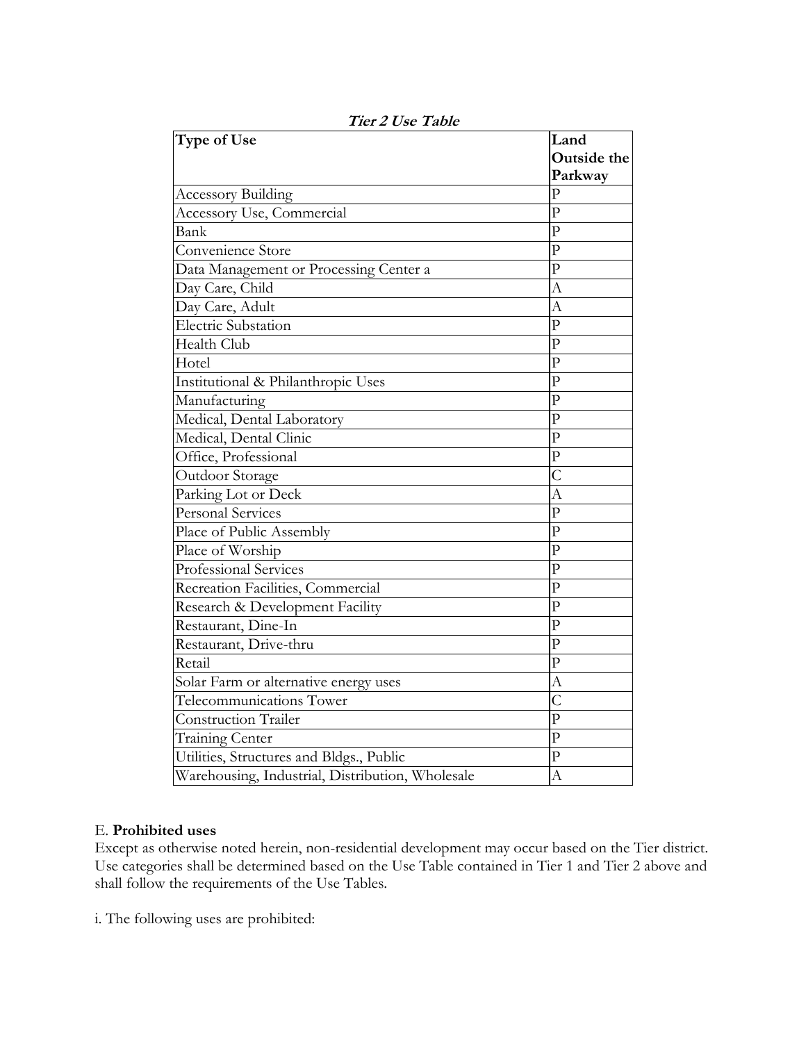***Tier 2 Use Table***

| **Type of Use** | **Land Outside the Parkway** |
| --- | --- |
| Accessory Building | P |
| Accessory Use, Commercial | P |
| Bank | P |
| Convenience Store | P |
| Data Management or Processing Center a | P |
| Day Care, Child | A |
| Day Care, Adult | A |
| Electric Substation | P |
| Health Club | P |
| Hotel | P |
| Institutional & Philanthropic Uses | P |
| Manufacturing | P |
| Medical, Dental Laboratory | P |
| Medical, Dental Clinic | P |
| Office, Professional | P |
| Outdoor Storage | C |
| Parking Lot or Deck | A |
| Personal Services | P |
| Place of Public Assembly | P |
| Place of Worship | P |
| Professional Services | P |
| Recreation Facilities, Commercial | P |
| Research & Development Facility | P |
| Restaurant, Dine-In | P |
| Restaurant, Drive-thru | P |
| Retail | P |
| Solar Farm or alternative energy uses | A |
| Telecommunications Tower | C |
| Construction Trailer | P |
| Training Center | P |
| Utilities, Structures and Bldgs., Public | P |
| Warehousing, Industrial, Distribution, Wholesale | A |

E. **Prohibited uses**

Except as otherwise noted herein, non-residential development may occur based on the Tier district. Use categories shall be determined based on the Use Table contained in Tier 1 and Tier 2 above and shall follow the requirements of the Use Tables.

i. The following uses are prohibited: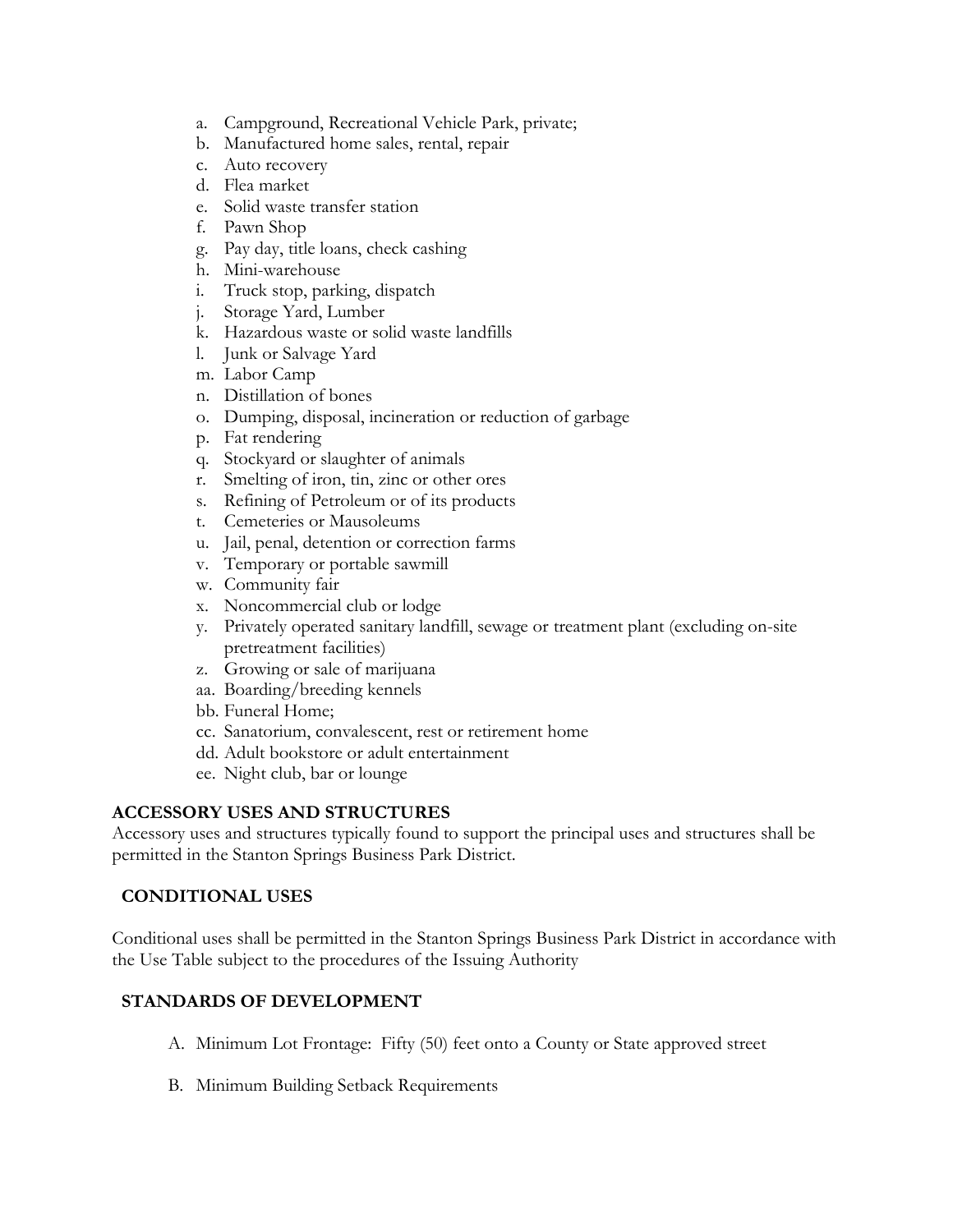a. Campground, Recreational Vehicle Park, private;
b. Manufactured home sales, rental, repair
c. Auto recovery
d. Flea market
e. Solid waste transfer station
f. Pawn Shop
g. Pay day, title loans, check cashing
h. Mini-warehouse
i. Truck stop, parking, dispatch
j. Storage Yard, Lumber
k. Hazardous waste or solid waste landfills
l. Junk or Salvage Yard
m. Labor Camp
n. Distillation of bones
o. Dumping, disposal, incineration or reduction of garbage
p. Fat rendering
q. Stockyard or slaughter of animals
r. Smelting of iron, tin, zinc or other ores
s. Refining of Petroleum or of its products
t. Cemeteries or Mausoleums
u. Jail, penal, detention or correction farms
v. Temporary or portable sawmill
w. Community fair
x. Noncommercial club or lodge
y. Privately operated sanitary landfill, sewage or treatment plant (excluding on-site pretreatment facilities)
z. Growing or sale of marijuana
aa. Boarding/breeding kennels
bb. Funeral Home;
cc. Sanatorium, convalescent, rest or retirement home
dd. Adult bookstore or adult entertainment
ee. Night club, bar or lounge

## ACCESSORY USES AND STRUCTURES

Accessory uses and structures typically found to support the principal uses and structures shall be permitted in the Stanton Springs Business Park District.

## CONDITIONAL USES

Conditional uses shall be permitted in the Stanton Springs Business Park District in accordance with the Use Table subject to the procedures of the Issuing Authority

## STANDARDS OF DEVELOPMENT

A. Minimum Lot Frontage: Fifty (50) feet onto a County or State approved street

B. Minimum Building Setback Requirements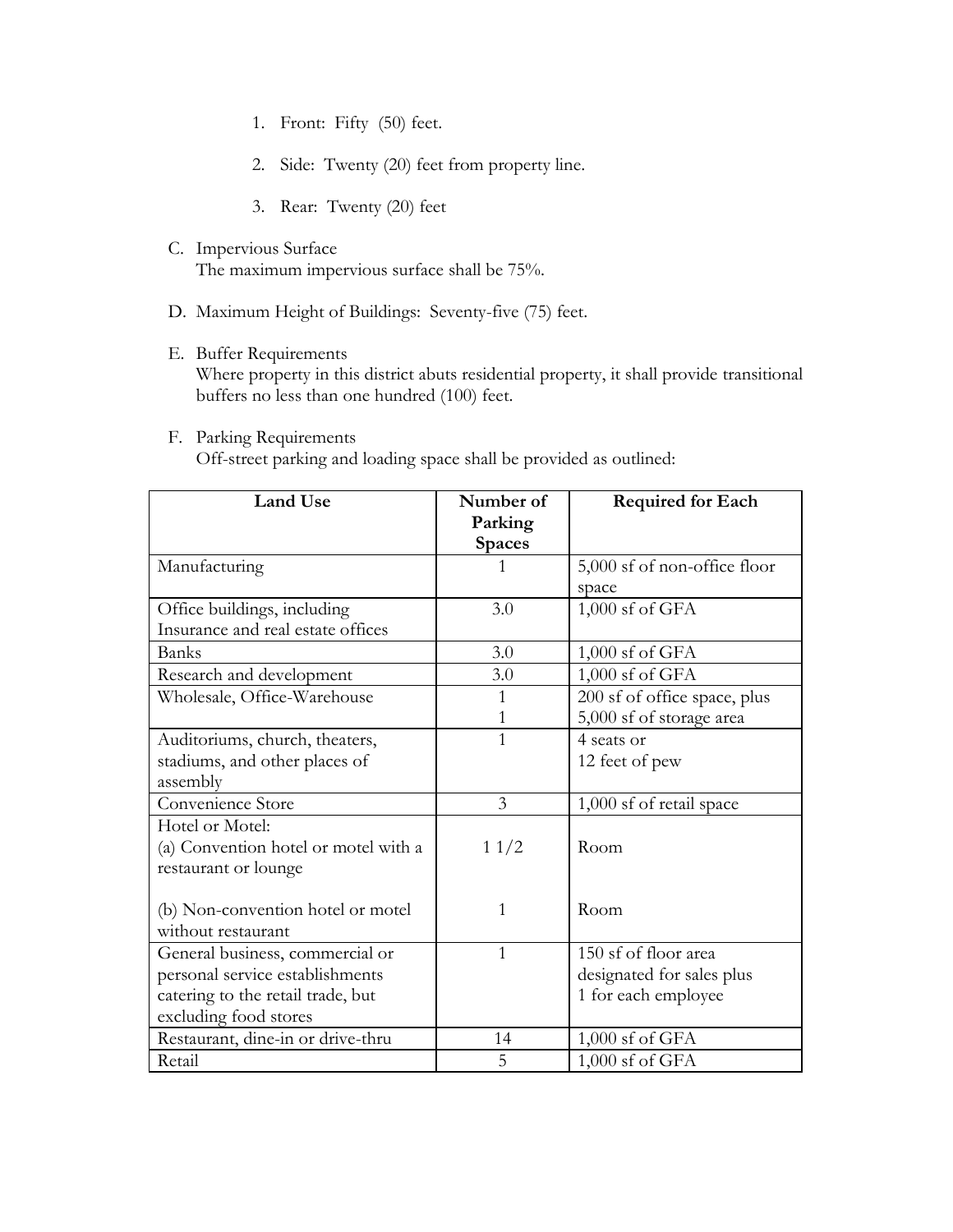1. Front: Fifty (50) feet.
2. Side: Twenty (20) feet from property line.
3. Rear: Twenty (20) feet

C. Impervious Surface
   The maximum impervious surface shall be 75%.

D. Maximum Height of Buildings: Seventy-five (75) feet.

E. Buffer Requirements
   Where property in this district abuts residential property, it shall provide transitional buffers no less than one hundred (100) feet.

F. Parking Requirements
   Off-street parking and loading space shall be provided as outlined:

| Land Use | Number of Parking Spaces | Required for Each |
|---|---|---|
| Manufacturing | 1 | 5,000 sf of non-office floor space |
| Office buildings, including Insurance and real estate offices | 3.0 | 1,000 sf of GFA |
| Banks | 3.0 | 1,000 sf of GFA |
| Research and development | 3.0 | 1,000 sf of GFA |
| Wholesale, Office-Warehouse | 1<br>1 | 200 sf of office space, plus<br>5,000 sf of storage area |
| Auditoriums, church, theaters, stadiums, and other places of assembly | 1 | 4 seats or<br>12 feet of pew |
| Convenience Store | 3 | 1,000 sf of retail space |
| Hotel or Motel:<br>(a) Convention hotel or motel with a restaurant or lounge<br><br>(b) Non-convention hotel or motel without restaurant | <br>1 1/2<br><br>1 | <br>Room<br><br>Room |
| General business, commercial or personal service establishments catering to the retail trade, but excluding food stores | 1 | 150 sf of floor area designated for sales plus 1 for each employee |
| Restaurant, dine-in or drive-thru | 14 | 1,000 sf of GFA |
| Retail | 5 | 1,000 sf of GFA |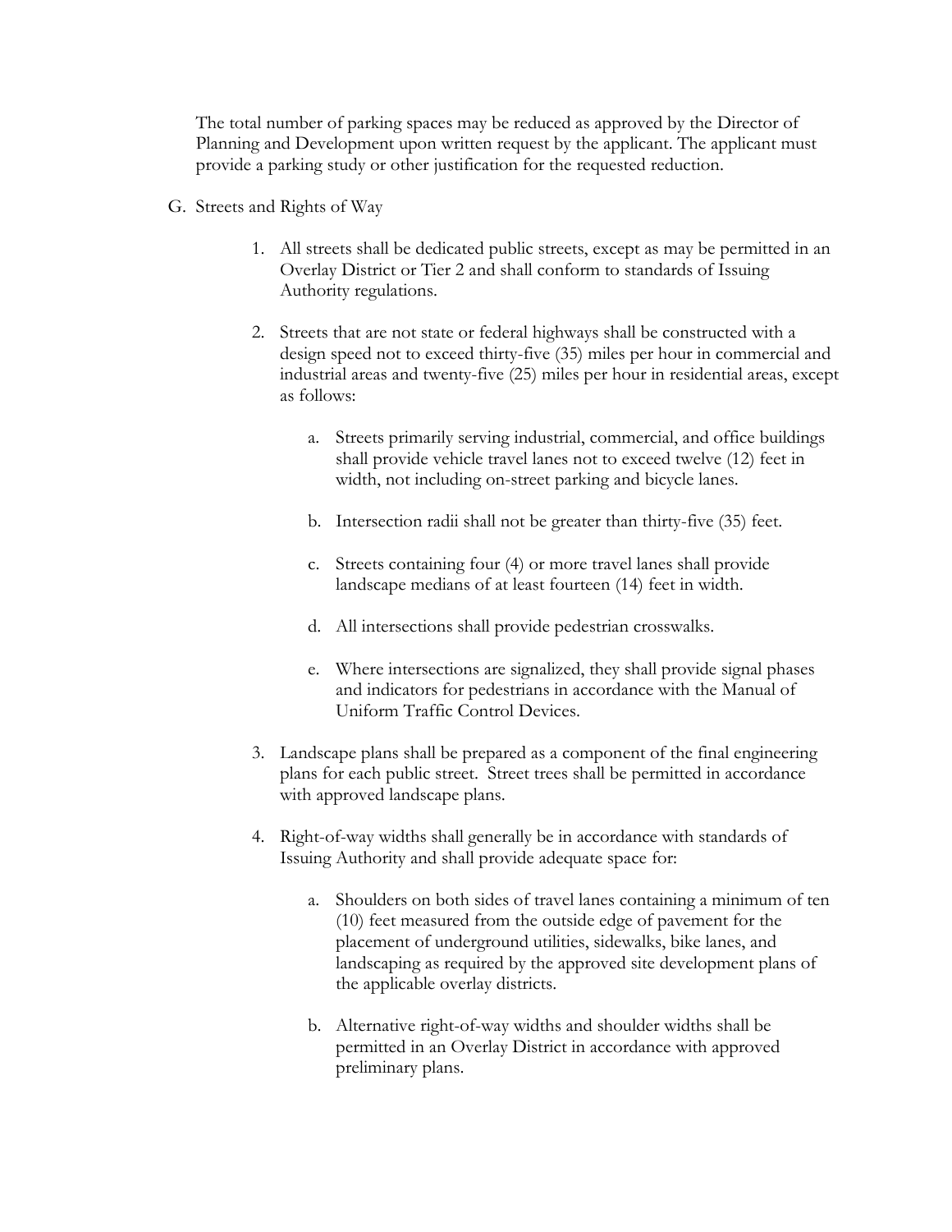The total number of parking spaces may be reduced as approved by the Director of Planning and Development upon written request by the applicant. The applicant must provide a parking study or other justification for the requested reduction.

G. Streets and Rights of Way

1. All streets shall be dedicated public streets, except as may be permitted in an Overlay District or Tier 2 and shall conform to standards of Issuing Authority regulations.

2. Streets that are not state or federal highways shall be constructed with a design speed not to exceed thirty-five (35) miles per hour in commercial and industrial areas and twenty-five (25) miles per hour in residential areas, except as follows:

   a. Streets primarily serving industrial, commercial, and office buildings shall provide vehicle travel lanes not to exceed twelve (12) feet in width, not including on-street parking and bicycle lanes.

   b. Intersection radii shall not be greater than thirty-five (35) feet.

   c. Streets containing four (4) or more travel lanes shall provide landscape medians of at least fourteen (14) feet in width.

   d. All intersections shall provide pedestrian crosswalks.

   e. Where intersections are signalized, they shall provide signal phases and indicators for pedestrians in accordance with the Manual of Uniform Traffic Control Devices.

3. Landscape plans shall be prepared as a component of the final engineering plans for each public street. Street trees shall be permitted in accordance with approved landscape plans.

4. Right-of-way widths shall generally be in accordance with standards of Issuing Authority and shall provide adequate space for:

   a. Shoulders on both sides of travel lanes containing a minimum of ten (10) feet measured from the outside edge of pavement for the placement of underground utilities, sidewalks, bike lanes, and landscaping as required by the approved site development plans of the applicable overlay districts.

   b. Alternative right-of-way widths and shoulder widths shall be permitted in an Overlay District in accordance with approved preliminary plans.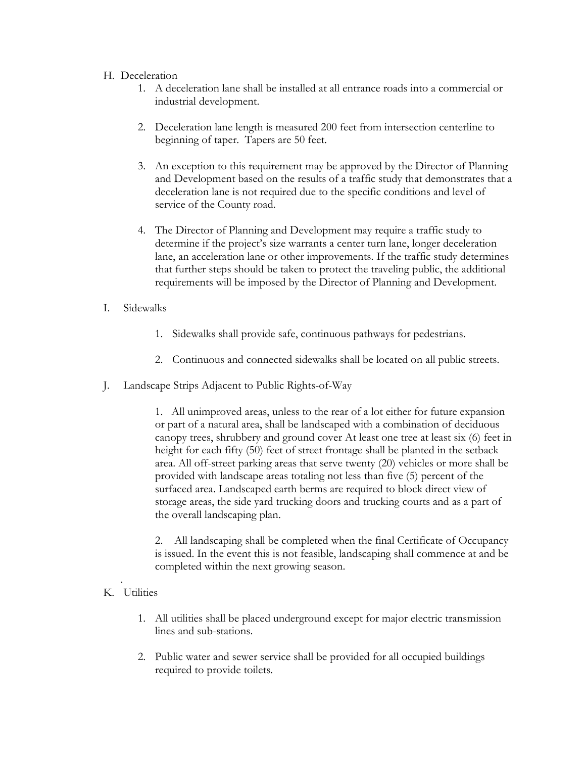H. Deceleration

1. A deceleration lane shall be installed at all entrance roads into a commercial or industrial development.

2. Deceleration lane length is measured 200 feet from intersection centerline to beginning of taper. Tapers are 50 feet.

3. An exception to this requirement may be approved by the Director of Planning and Development based on the results of a traffic study that demonstrates that a deceleration lane is not required due to the specific conditions and level of service of the County road.

4. The Director of Planning and Development may require a traffic study to determine if the project's size warrants a center turn lane, longer deceleration lane, an acceleration lane or other improvements. If the traffic study determines that further steps should be taken to protect the traveling public, the additional requirements will be imposed by the Director of Planning and Development.

I. Sidewalks

1. Sidewalks shall provide safe, continuous pathways for pedestrians.

2. Continuous and connected sidewalks shall be located on all public streets.

J. Landscape Strips Adjacent to Public Rights-of-Way

1. All unimproved areas, unless to the rear of a lot either for future expansion or part of a natural area, shall be landscaped with a combination of deciduous canopy trees, shrubbery and ground cover At least one tree at least six (6) feet in height for each fifty (50) feet of street frontage shall be planted in the setback area. All off-street parking areas that serve twenty (20) vehicles or more shall be provided with landscape areas totaling not less than five (5) percent of the surfaced area. Landscaped earth berms are required to block direct view of storage areas, the side yard trucking doors and trucking courts and as a part of the overall landscaping plan.

2. All landscaping shall be completed when the final Certificate of Occupancy is issued. In the event this is not feasible, landscaping shall commence at and be completed within the next growing season.

K. Utilities

1. All utilities shall be placed underground except for major electric transmission lines and sub-stations.

2. Public water and sewer service shall be provided for all occupied buildings required to provide toilets.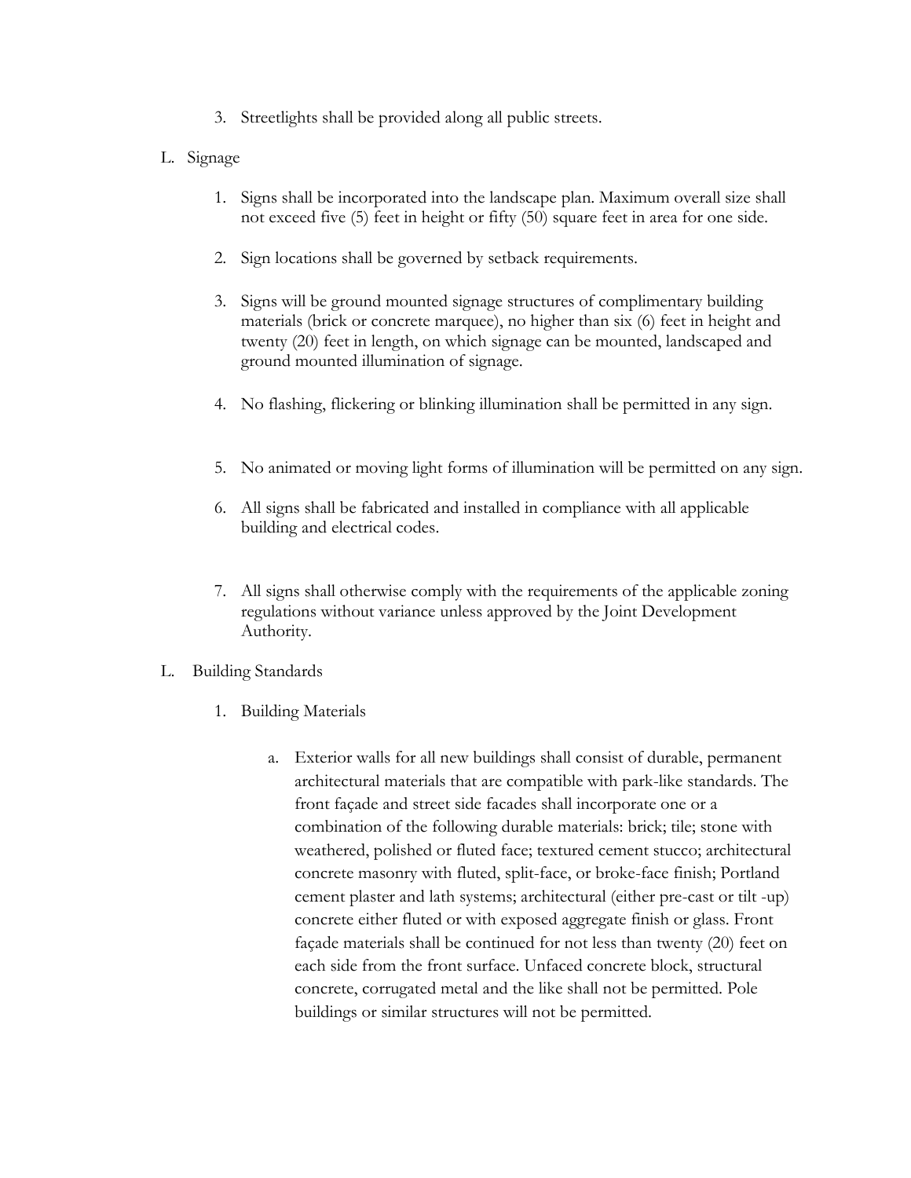3. Streetlights shall be provided along all public streets.

L. Signage

1. Signs shall be incorporated into the landscape plan. Maximum overall size shall not exceed five (5) feet in height or fifty (50) square feet in area for one side.

2. Sign locations shall be governed by setback requirements.

3. Signs will be ground mounted signage structures of complimentary building materials (brick or concrete marquee), no higher than six (6) feet in height and twenty (20) feet in length, on which signage can be mounted, landscaped and ground mounted illumination of signage.

4. No flashing, flickering or blinking illumination shall be permitted in any sign.

5. No animated or moving light forms of illumination will be permitted on any sign.

6. All signs shall be fabricated and installed in compliance with all applicable building and electrical codes.

7. All signs shall otherwise comply with the requirements of the applicable zoning regulations without variance unless approved by the Joint Development Authority.

L. Building Standards

1. Building Materials

   a. Exterior walls for all new buildings shall consist of durable, permanent architectural materials that are compatible with park-like standards. The front façade and street side facades shall incorporate one or a combination of the following durable materials: brick; tile; stone with weathered, polished or fluted face; textured cement stucco; architectural concrete masonry with fluted, split-face, or broke-face finish; Portland cement plaster and lath systems; architectural (either pre-cast or tilt -up) concrete either fluted or with exposed aggregate finish or glass. Front façade materials shall be continued for not less than twenty (20) feet on each side from the front surface. Unfaced concrete block, structural concrete, corrugated metal and the like shall not be permitted. Pole buildings or similar structures will not be permitted.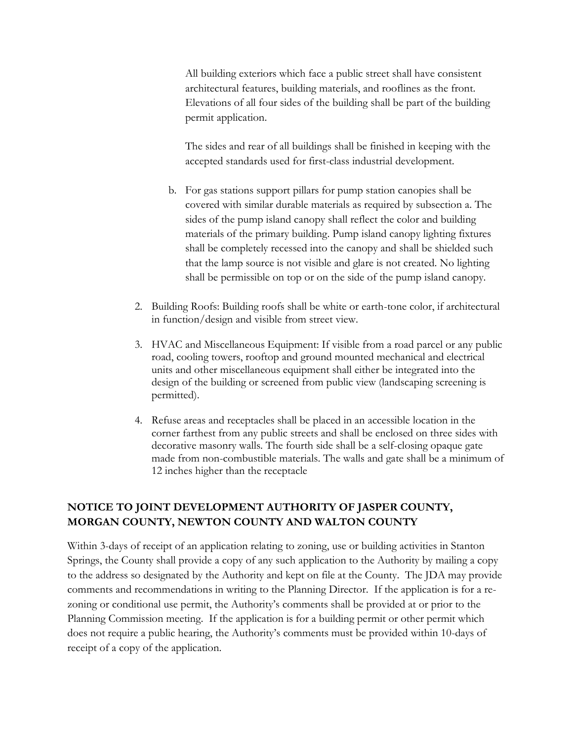All building exteriors which face a public street shall have consistent architectural features, building materials, and rooflines as the front. Elevations of all four sides of the building shall be part of the building permit application.

The sides and rear of all buildings shall be finished in keeping with the accepted standards used for first-class industrial development.

b. For gas stations support pillars for pump station canopies shall be covered with similar durable materials as required by subsection a. The sides of the pump island canopy shall reflect the color and building materials of the primary building. Pump island canopy lighting fixtures shall be completely recessed into the canopy and shall be shielded such that the lamp source is not visible and glare is not created. No lighting shall be permissible on top or on the side of the pump island canopy.

2. Building Roofs: Building roofs shall be white or earth-tone color, if architectural in function/design and visible from street view.

3. HVAC and Miscellaneous Equipment: If visible from a road parcel or any public road, cooling towers, rooftop and ground mounted mechanical and electrical units and other miscellaneous equipment shall either be integrated into the design of the building or screened from public view (landscaping screening is permitted).

4. Refuse areas and receptacles shall be placed in an accessible location in the corner farthest from any public streets and shall be enclosed on three sides with decorative masonry walls. The fourth side shall be a self-closing opaque gate made from non-combustible materials. The walls and gate shall be a minimum of 12 inches higher than the receptacle

## NOTICE TO JOINT DEVELOPMENT AUTHORITY OF JASPER COUNTY, MORGAN COUNTY, NEWTON COUNTY AND WALTON COUNTY

Within 3-days of receipt of an application relating to zoning, use or building activities in Stanton Springs, the County shall provide a copy of any such application to the Authority by mailing a copy to the address so designated by the Authority and kept on file at the County. The JDA may provide comments and recommendations in writing to the Planning Director. If the application is for a re-zoning or conditional use permit, the Authority's comments shall be provided at or prior to the Planning Commission meeting. If the application is for a building permit or other permit which does not require a public hearing, the Authority's comments must be provided within 10-days of receipt of a copy of the application.